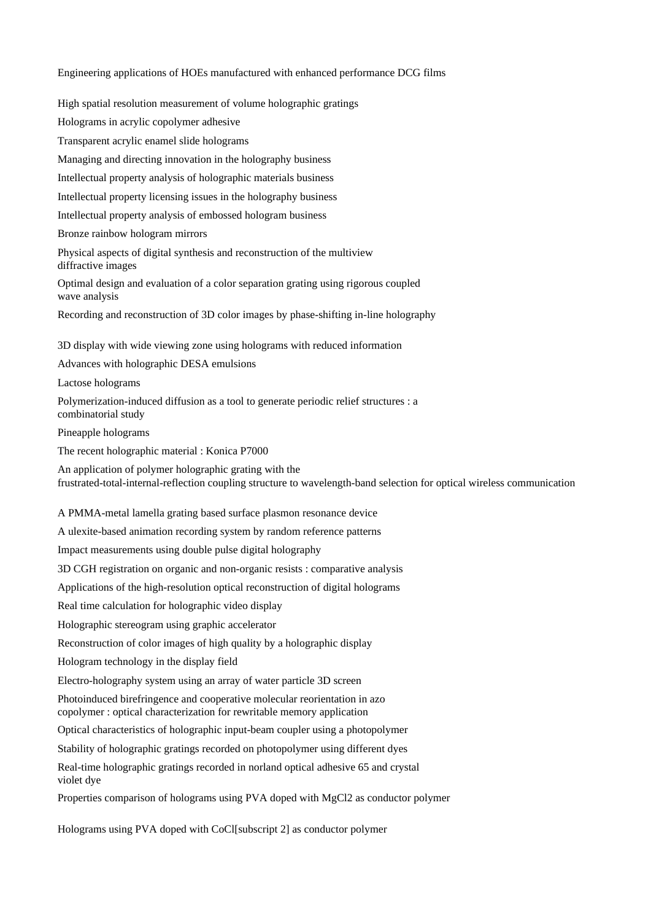Engineering applications of HOEs manufactured with enhanced performance DCG films

High spatial resolution measurement of volume holographic gratings

Holograms in acrylic copolymer adhesive

Transparent acrylic enamel slide holograms

Managing and directing innovation in the holography business

Intellectual property analysis of holographic materials business

Intellectual property licensing issues in the holography business

Intellectual property analysis of embossed hologram business

Bronze rainbow hologram mirrors

Physical aspects of digital synthesis and reconstruction of the multiview diffractive images

Optimal design and evaluation of a color separation grating using rigorous coupled wave analysis

Recording and reconstruction of 3D color images by phase-shifting in-line holography

3D display with wide viewing zone using holograms with reduced information

Advances with holographic DESA emulsions

Lactose holograms

Polymerization-induced diffusion as a tool to generate periodic relief structures : a combinatorial study

Pineapple holograms

The recent holographic material : Konica P7000

An application of polymer holographic grating with the frustrated-total-internal-reflection coupling structure to wavelength-band selection for optical wireless communication

A PMMA-metal lamella grating based surface plasmon resonance device

A ulexite-based animation recording system by random reference patterns

Impact measurements using double pulse digital holography

3D CGH registration on organic and non-organic resists : comparative analysis

Applications of the high-resolution optical reconstruction of digital holograms

Real time calculation for holographic video display

Holographic stereogram using graphic accelerator

Reconstruction of color images of high quality by a holographic display

Hologram technology in the display field

Electro-holography system using an array of water particle 3D screen

Photoinduced birefringence and cooperative molecular reorientation in azo copolymer : optical characterization for rewritable memory application

Optical characteristics of holographic input-beam coupler using a photopolymer

Stability of holographic gratings recorded on photopolymer using different dyes

Real-time holographic gratings recorded in norland optical adhesive 65 and crystal violet dye

Properties comparison of holograms using PVA doped with $MgCl_2$ as conductor polymer

Holograms using PVA doped with CoCl[subscript 2] as conductor polymer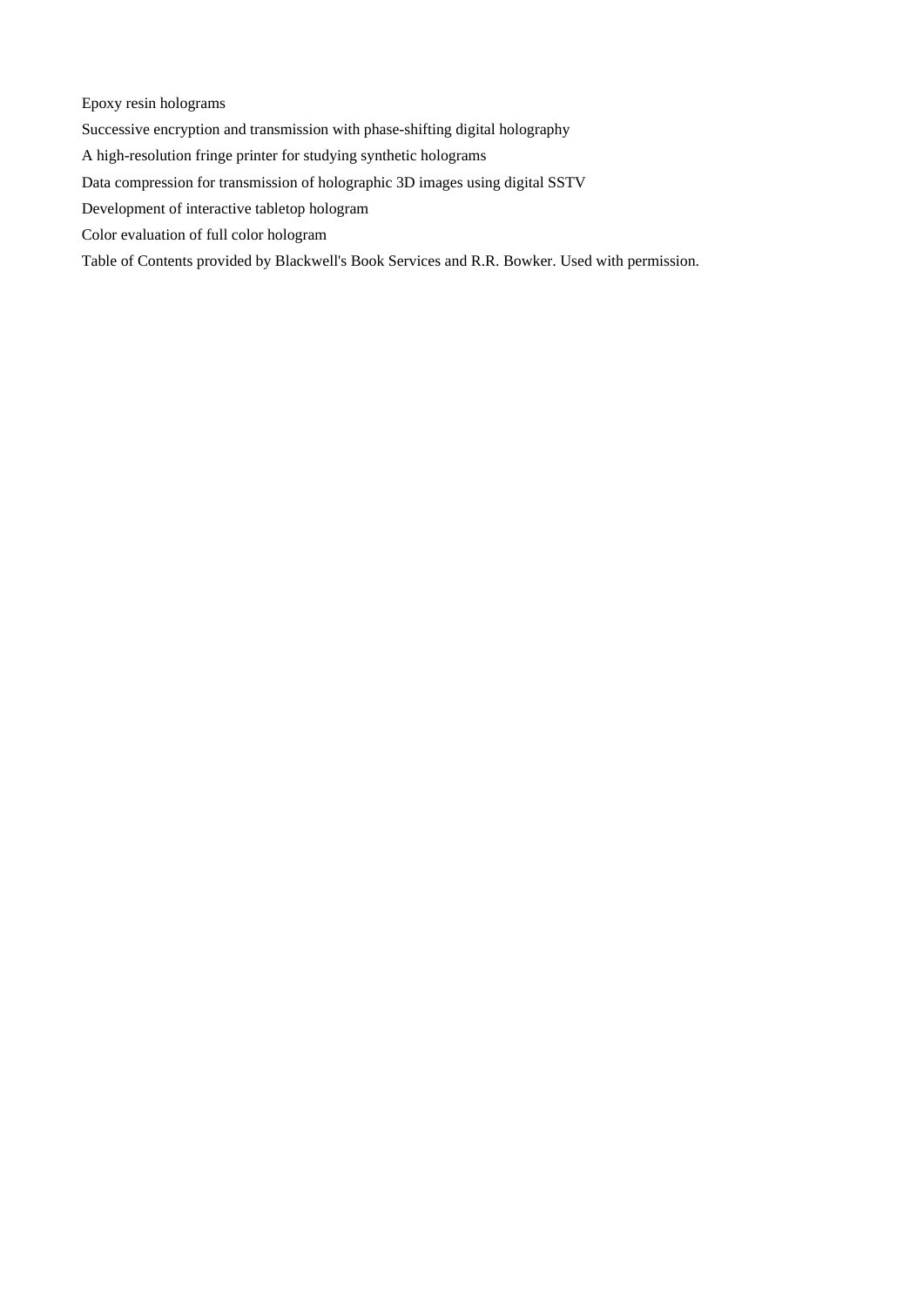Epoxy resin holograms

Successive encryption and transmission with phase-shifting digital holography

A high-resolution fringe printer for studying synthetic holograms

Data compression for transmission of holographic 3D images using digital SSTV

Development of interactive tabletop hologram

Color evaluation of full color hologram

Table of Contents provided by Blackwell's Book Services and R.R. Bowker. Used with permission.